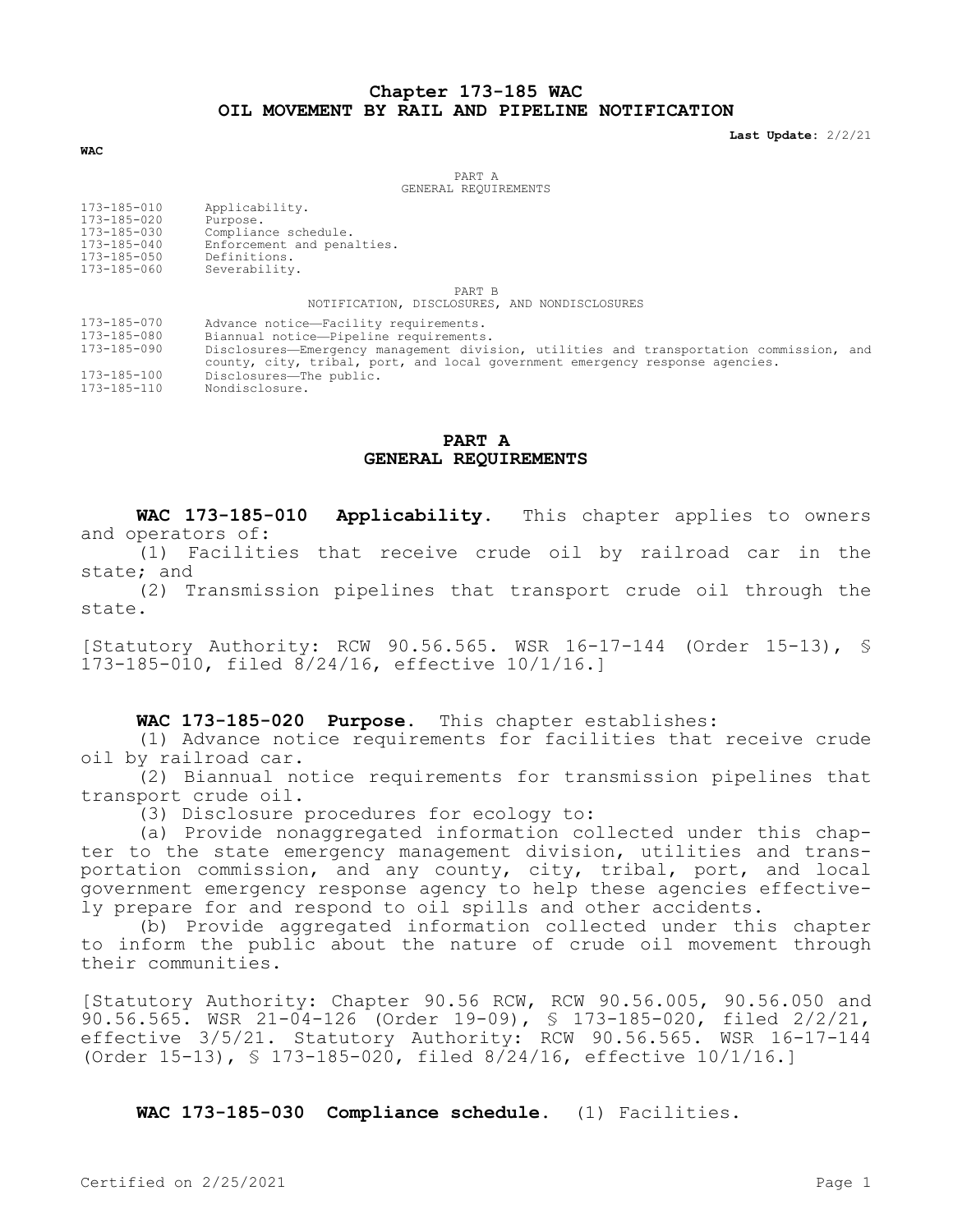# Chapter 173-185 WAC
# OIL MOVEMENT BY RAIL AND PIPELINE NOTIFICATION

**Last Update:** 2/2/21

**WAC**

PART A
GENERAL REQUIREMENTS

| | |
|---|---|
| 173-185-010 | Applicability. |
| 173-185-020 | Purpose. |
| 173-185-030 | Compliance schedule. |
| 173-185-040 | Enforcement and penalties. |
| 173-185-050 | Definitions. |
| 173-185-060 | Severability. |

PART B
NOTIFICATION, DISCLOSURES, AND NONDISCLOSURES

| | |
|---|---|
| 173-185-070 | Advance notice—Facility requirements. |
| 173-185-080 | Biannual notice—Pipeline requirements. |
| 173-185-090 | Disclosures—Emergency management division, utilities and transportation commission, and county, city, tribal, port, and local government emergency response agencies. |
| 173-185-100 | Disclosures—The public. |
| 173-185-110 | Nondisclosure. |

## PART A
## GENERAL REQUIREMENTS

**WAC 173-185-010 Applicability.** This chapter applies to owners and operators of:

(1) Facilities that receive crude oil by railroad car in the state; and

(2) Transmission pipelines that transport crude oil through the state.

[Statutory Authority: RCW 90.56.565. WSR 16-17-144 (Order 15-13), § 173-185-010, filed 8/24/16, effective 10/1/16.]

**WAC 173-185-020 Purpose.** This chapter establishes:

(1) Advance notice requirements for facilities that receive crude oil by railroad car.

(2) Biannual notice requirements for transmission pipelines that transport crude oil.

(3) Disclosure procedures for ecology to:

(a) Provide nonaggregated information collected under this chapter to the state emergency management division, utilities and transportation commission, and any county, city, tribal, port, and local government emergency response agency to help these agencies effectively prepare for and respond to oil spills and other accidents.

(b) Provide aggregated information collected under this chapter to inform the public about the nature of crude oil movement through their communities.

[Statutory Authority: Chapter 90.56 RCW, RCW 90.56.005, 90.56.050 and 90.56.565. WSR 21-04-126 (Order 19-09), § 173-185-020, filed 2/2/21, effective 3/5/21. Statutory Authority: RCW 90.56.565. WSR 16-17-144 (Order 15-13), § 173-185-020, filed 8/24/16, effective 10/1/16.]

**WAC 173-185-030 Compliance schedule.** (1) Facilities.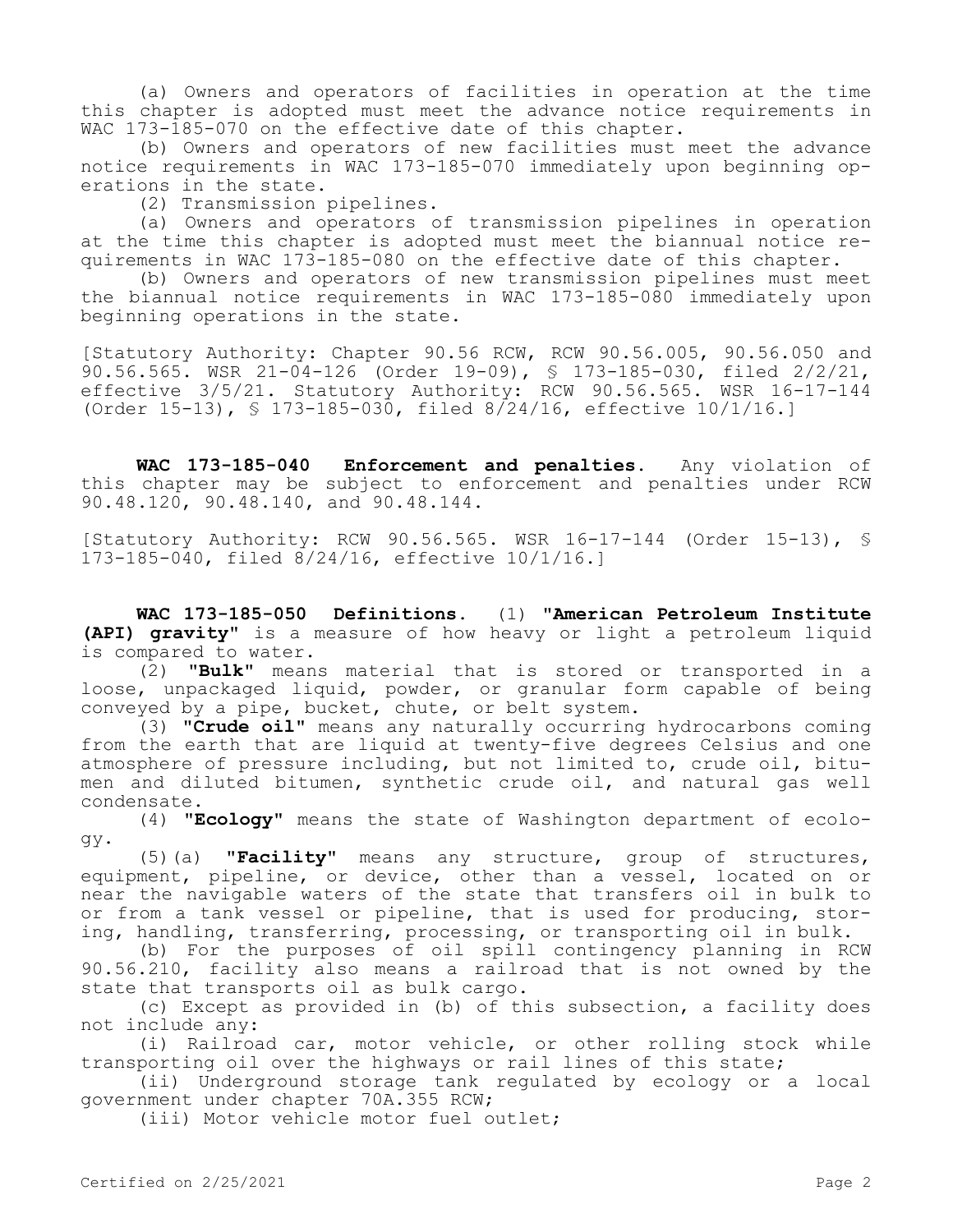(a) Owners and operators of facilities in operation at the time this chapter is adopted must meet the advance notice requirements in WAC 173-185-070 on the effective date of this chapter.

(b) Owners and operators of new facilities must meet the advance notice requirements in WAC 173-185-070 immediately upon beginning operations in the state.

(2) Transmission pipelines.

(a) Owners and operators of transmission pipelines in operation at the time this chapter is adopted must meet the biannual notice requirements in WAC 173-185-080 on the effective date of this chapter.

(b) Owners and operators of new transmission pipelines must meet the biannual notice requirements in WAC 173-185-080 immediately upon beginning operations in the state.

[Statutory Authority: Chapter 90.56 RCW, RCW 90.56.005, 90.56.050 and 90.56.565. WSR 21-04-126 (Order 19-09), § 173-185-030, filed 2/2/21, effective 3/5/21. Statutory Authority: RCW 90.56.565. WSR 16-17-144 (Order 15-13), § 173-185-030, filed 8/24/16, effective 10/1/16.]

**WAC 173-185-040 Enforcement and penalties.** Any violation of this chapter may be subject to enforcement and penalties under RCW 90.48.120, 90.48.140, and 90.48.144.

[Statutory Authority: RCW 90.56.565. WSR 16-17-144 (Order 15-13), § 173-185-040, filed 8/24/16, effective 10/1/16.]

**WAC 173-185-050 Definitions.** (1) **"American Petroleum Institute (API) gravity"** is a measure of how heavy or light a petroleum liquid is compared to water.

(2) **"Bulk"** means material that is stored or transported in a loose, unpackaged liquid, powder, or granular form capable of being conveyed by a pipe, bucket, chute, or belt system.

(3) **"Crude oil"** means any naturally occurring hydrocarbons coming from the earth that are liquid at twenty-five degrees Celsius and one atmosphere of pressure including, but not limited to, crude oil, bitumen and diluted bitumen, synthetic crude oil, and natural gas well condensate.

(4) **"Ecology"** means the state of Washington department of ecology.

(5)(a) **"Facility"** means any structure, group of structures, equipment, pipeline, or device, other than a vessel, located on or near the navigable waters of the state that transfers oil in bulk to or from a tank vessel or pipeline, that is used for producing, storing, handling, transferring, processing, or transporting oil in bulk.

(b) For the purposes of oil spill contingency planning in RCW 90.56.210, facility also means a railroad that is not owned by the state that transports oil as bulk cargo.

(c) Except as provided in (b) of this subsection, a facility does not include any:

(i) Railroad car, motor vehicle, or other rolling stock while transporting oil over the highways or rail lines of this state;

(ii) Underground storage tank regulated by ecology or a local government under chapter 70A.355 RCW;

(iii) Motor vehicle motor fuel outlet;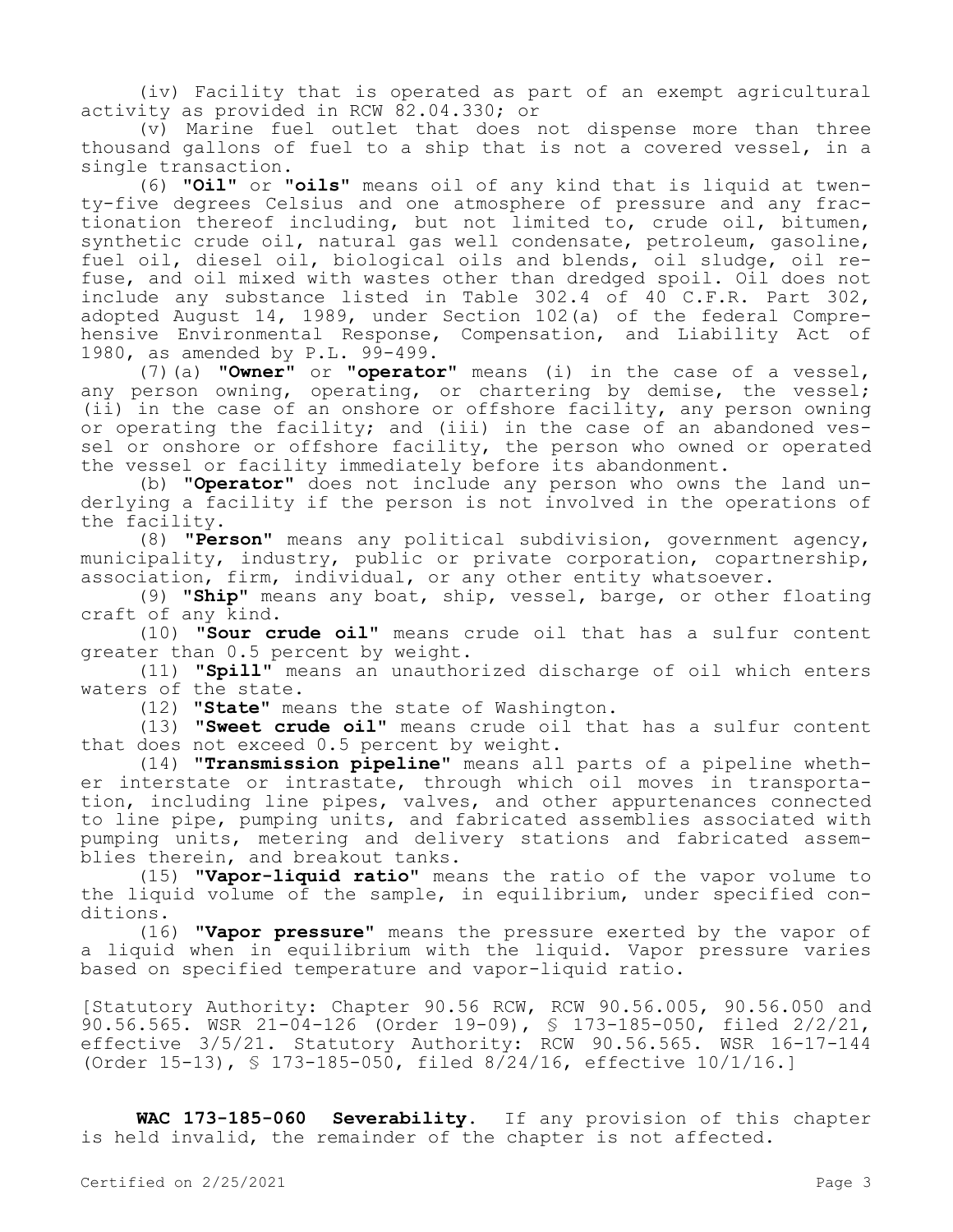(iv) Facility that is operated as part of an exempt agricultural activity as provided in RCW 82.04.330; or

(v) Marine fuel outlet that does not dispense more than three thousand gallons of fuel to a ship that is not a covered vessel, in a single transaction.

(6) **"Oil"** or **"oils"** means oil of any kind that is liquid at twenty-five degrees Celsius and one atmosphere of pressure and any fractionation thereof including, but not limited to, crude oil, bitumen, synthetic crude oil, natural gas well condensate, petroleum, gasoline, fuel oil, diesel oil, biological oils and blends, oil sludge, oil refuse, and oil mixed with wastes other than dredged spoil. Oil does not include any substance listed in Table 302.4 of 40 C.F.R. Part 302, adopted August 14, 1989, under Section 102(a) of the federal Comprehensive Environmental Response, Compensation, and Liability Act of 1980, as amended by P.L. 99-499.

(7)(a) **"Owner"** or **"operator"** means (i) in the case of a vessel, any person owning, operating, or chartering by demise, the vessel; (ii) in the case of an onshore or offshore facility, any person owning or operating the facility; and (iii) in the case of an abandoned vessel or onshore or offshore facility, the person who owned or operated the vessel or facility immediately before its abandonment.

(b) **"Operator"** does not include any person who owns the land underlying a facility if the person is not involved in the operations of the facility.

(8) **"Person"** means any political subdivision, government agency, municipality, industry, public or private corporation, copartnership, association, firm, individual, or any other entity whatsoever.

(9) **"Ship"** means any boat, ship, vessel, barge, or other floating craft of any kind.

(10) **"Sour crude oil"** means crude oil that has a sulfur content greater than 0.5 percent by weight.

(11) **"Spill"** means an unauthorized discharge of oil which enters waters of the state.

(12) **"State"** means the state of Washington.

(13) **"Sweet crude oil"** means crude oil that has a sulfur content that does not exceed 0.5 percent by weight.

(14) **"Transmission pipeline"** means all parts of a pipeline whether interstate or intrastate, through which oil moves in transportation, including line pipes, valves, and other appurtenances connected to line pipe, pumping units, and fabricated assemblies associated with pumping units, metering and delivery stations and fabricated assemblies therein, and breakout tanks.

(15) **"Vapor-liquid ratio"** means the ratio of the vapor volume to the liquid volume of the sample, in equilibrium, under specified conditions.

(16) **"Vapor pressure"** means the pressure exerted by the vapor of a liquid when in equilibrium with the liquid. Vapor pressure varies based on specified temperature and vapor-liquid ratio.

[Statutory Authority: Chapter 90.56 RCW, RCW 90.56.005, 90.56.050 and 90.56.565. WSR 21-04-126 (Order 19-09), § 173-185-050, filed 2/2/21, effective 3/5/21. Statutory Authority: RCW 90.56.565. WSR 16-17-144 (Order 15-13), § 173-185-050, filed 8/24/16, effective 10/1/16.]

**WAC 173-185-060 Severability.** If any provision of this chapter is held invalid, the remainder of the chapter is not affected.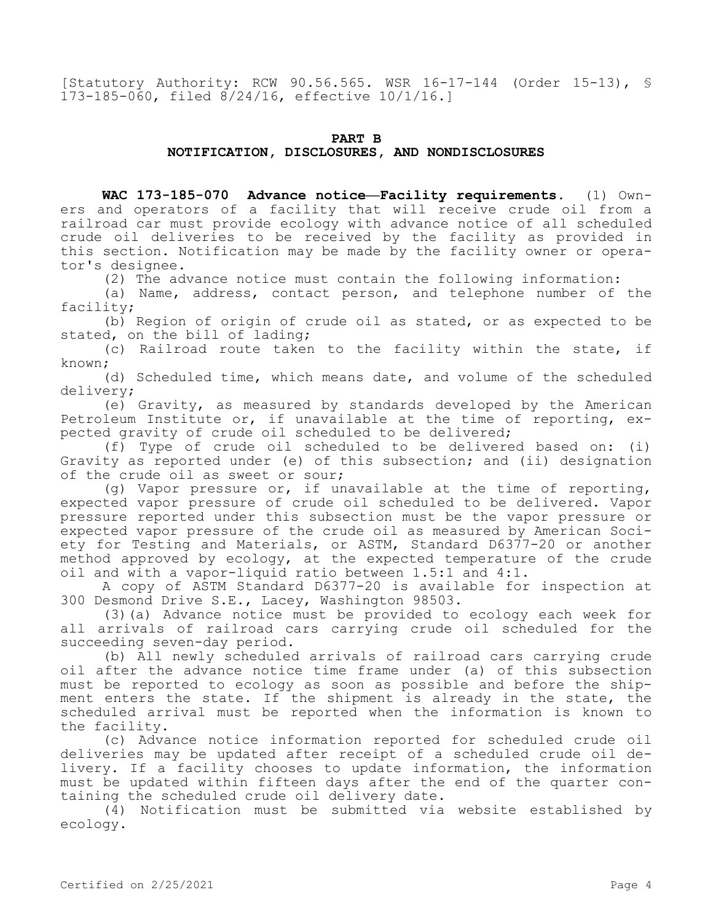[Statutory Authority: RCW 90.56.565. WSR 16-17-144 (Order 15-13), § 173-185-060, filed 8/24/16, effective 10/1/16.]

## PART B
## NOTIFICATION, DISCLOSURES, AND NONDISCLOSURES

**WAC 173-185-070 Advance notice—Facility requirements.** (1) Owners and operators of a facility that will receive crude oil from a railroad car must provide ecology with advance notice of all scheduled crude oil deliveries to be received by the facility as provided in this section. Notification may be made by the facility owner or operator's designee.

(2) The advance notice must contain the following information:

(a) Name, address, contact person, and telephone number of the facility;

(b) Region of origin of crude oil as stated, or as expected to be stated, on the bill of lading;

(c) Railroad route taken to the facility within the state, if known;

(d) Scheduled time, which means date, and volume of the scheduled delivery;

(e) Gravity, as measured by standards developed by the American Petroleum Institute or, if unavailable at the time of reporting, expected gravity of crude oil scheduled to be delivered;

(f) Type of crude oil scheduled to be delivered based on: (i) Gravity as reported under (e) of this subsection; and (ii) designation of the crude oil as sweet or sour;

(g) Vapor pressure or, if unavailable at the time of reporting, expected vapor pressure of crude oil scheduled to be delivered. Vapor pressure reported under this subsection must be the vapor pressure or expected vapor pressure of the crude oil as measured by American Society for Testing and Materials, or ASTM, Standard D6377-20 or another method approved by ecology, at the expected temperature of the crude oil and with a vapor-liquid ratio between 1.5:1 and 4:1.

A copy of ASTM Standard D6377-20 is available for inspection at 300 Desmond Drive S.E., Lacey, Washington 98503.

(3)(a) Advance notice must be provided to ecology each week for all arrivals of railroad cars carrying crude oil scheduled for the succeeding seven-day period.

(b) All newly scheduled arrivals of railroad cars carrying crude oil after the advance notice time frame under (a) of this subsection must be reported to ecology as soon as possible and before the shipment enters the state. If the shipment is already in the state, the scheduled arrival must be reported when the information is known to the facility.

(c) Advance notice information reported for scheduled crude oil deliveries may be updated after receipt of a scheduled crude oil delivery. If a facility chooses to update information, the information must be updated within fifteen days after the end of the quarter containing the scheduled crude oil delivery date.

(4) Notification must be submitted via website established by ecology.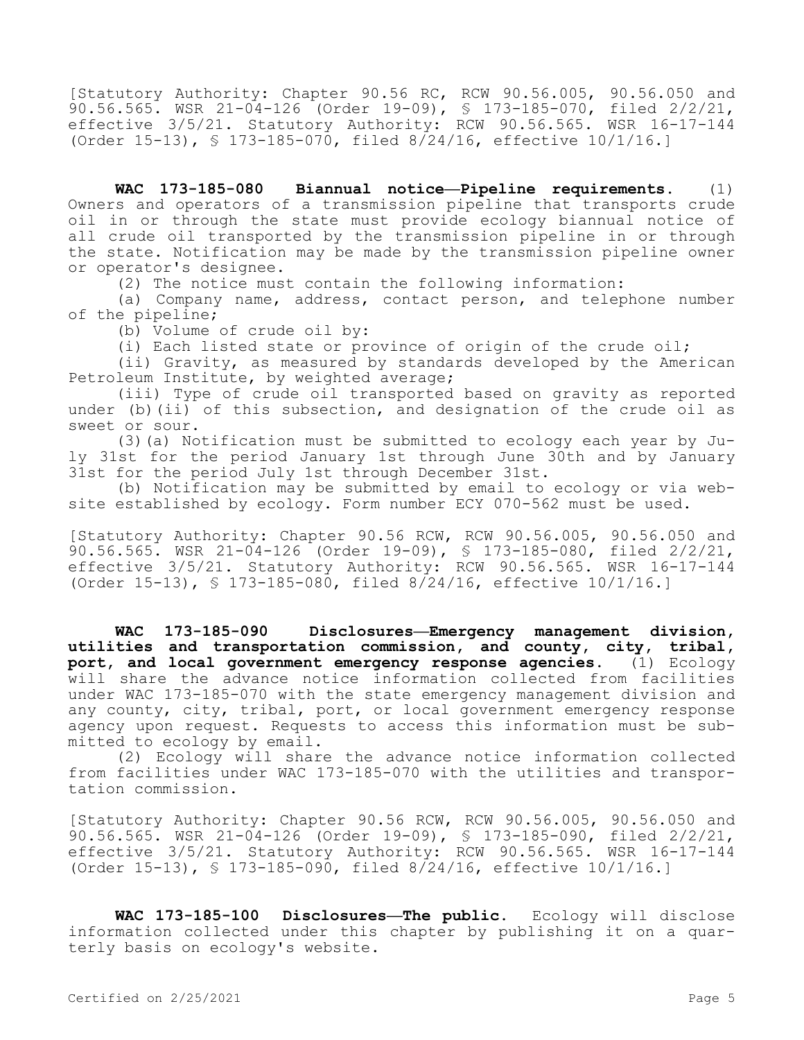[Statutory Authority: Chapter 90.56 RC, RCW 90.56.005, 90.56.050 and 90.56.565. WSR 21-04-126 (Order 19-09), § 173-185-070, filed 2/2/21, effective 3/5/21. Statutory Authority: RCW 90.56.565. WSR 16-17-144 (Order 15-13), § 173-185-070, filed 8/24/16, effective 10/1/16.]

**WAC 173-185-080 Biannual notice—Pipeline requirements.** (1) Owners and operators of a transmission pipeline that transports crude oil in or through the state must provide ecology biannual notice of all crude oil transported by the transmission pipeline in or through the state. Notification may be made by the transmission pipeline owner or operator's designee.

(2) The notice must contain the following information:

(a) Company name, address, contact person, and telephone number of the pipeline;

(b) Volume of crude oil by:

(i) Each listed state or province of origin of the crude oil;

(ii) Gravity, as measured by standards developed by the American Petroleum Institute, by weighted average;

(iii) Type of crude oil transported based on gravity as reported under (b)(ii) of this subsection, and designation of the crude oil as sweet or sour.

(3)(a) Notification must be submitted to ecology each year by July 31st for the period January 1st through June 30th and by January 31st for the period July 1st through December 31st.

(b) Notification may be submitted by email to ecology or via website established by ecology. Form number ECY 070-562 must be used.

[Statutory Authority: Chapter 90.56 RCW, RCW 90.56.005, 90.56.050 and 90.56.565. WSR 21-04-126 (Order 19-09), § 173-185-080, filed 2/2/21, effective 3/5/21. Statutory Authority: RCW 90.56.565. WSR 16-17-144 (Order 15-13), § 173-185-080, filed 8/24/16, effective 10/1/16.]

**WAC 173-185-090 Disclosures—Emergency management division, utilities and transportation commission, and county, city, tribal, port, and local government emergency response agencies.** (1) Ecology will share the advance notice information collected from facilities under WAC 173-185-070 with the state emergency management division and any county, city, tribal, port, or local government emergency response agency upon request. Requests to access this information must be submitted to ecology by email.

(2) Ecology will share the advance notice information collected from facilities under WAC 173-185-070 with the utilities and transportation commission.

[Statutory Authority: Chapter 90.56 RCW, RCW 90.56.005, 90.56.050 and 90.56.565. WSR 21-04-126 (Order 19-09), § 173-185-090, filed 2/2/21, effective 3/5/21. Statutory Authority: RCW 90.56.565. WSR 16-17-144 (Order 15-13), § 173-185-090, filed 8/24/16, effective 10/1/16.]

**WAC 173-185-100 Disclosures—The public.** Ecology will disclose information collected under this chapter by publishing it on a quarterly basis on ecology's website.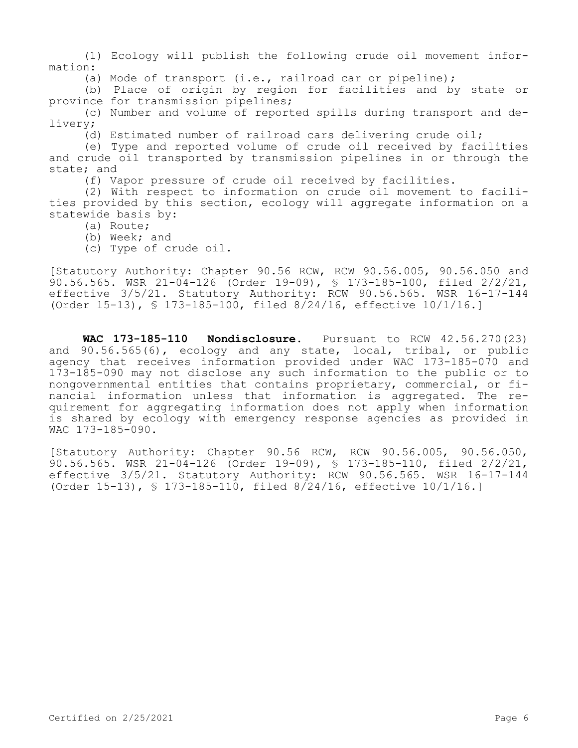(1) Ecology will publish the following crude oil movement information:

(a) Mode of transport (i.e., railroad car or pipeline);

(b) Place of origin by region for facilities and by state or province for transmission pipelines;

(c) Number and volume of reported spills during transport and delivery;

(d) Estimated number of railroad cars delivering crude oil;

(e) Type and reported volume of crude oil received by facilities and crude oil transported by transmission pipelines in or through the state; and

(f) Vapor pressure of crude oil received by facilities.

(2) With respect to information on crude oil movement to facilities provided by this section, ecology will aggregate information on a statewide basis by:

(a) Route;

(b) Week; and

(c) Type of crude oil.

[Statutory Authority: Chapter 90.56 RCW, RCW 90.56.005, 90.56.050 and 90.56.565. WSR 21-04-126 (Order 19-09), § 173-185-100, filed 2/2/21, effective 3/5/21. Statutory Authority: RCW 90.56.565. WSR 16-17-144 (Order 15-13), § 173-185-100, filed 8/24/16, effective 10/1/16.]

**WAC 173-185-110 Nondisclosure.** Pursuant to RCW 42.56.270(23) and 90.56.565(6), ecology and any state, local, tribal, or public agency that receives information provided under WAC 173-185-070 and 173-185-090 may not disclose any such information to the public or to nongovernmental entities that contains proprietary, commercial, or financial information unless that information is aggregated. The requirement for aggregating information does not apply when information is shared by ecology with emergency response agencies as provided in WAC 173-185-090.

[Statutory Authority: Chapter 90.56 RCW, RCW 90.56.005, 90.56.050, 90.56.565. WSR 21-04-126 (Order 19-09), § 173-185-110, filed 2/2/21, effective 3/5/21. Statutory Authority: RCW 90.56.565. WSR 16-17-144 (Order 15-13), § 173-185-110, filed 8/24/16, effective 10/1/16.]